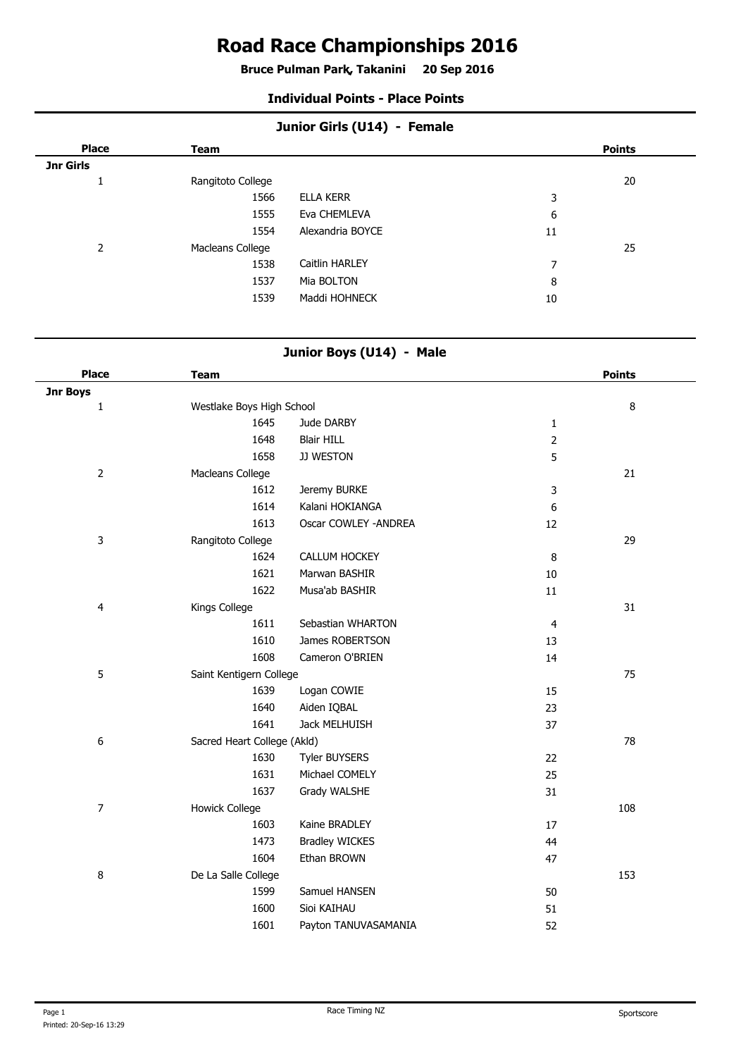# Road Race Championships 2016

**Bruce Pulman Park, Takanini 20 Sep 2016**

### Individual Points - Place Points

## Junior Girls (U14) - Female

| Place | Team | | | Points |
|---|---|---|---|---|
| **Jnr Girls** | | | | |
| 1 | Rangitoto College | | | 20 |
| | 1566 | ELLA KERR | 3 | |
| | 1555 | Eva CHEMLEVA | 6 | |
| | 1554 | Alexandria BOYCE | 11 | |
| 2 | Macleans College | | | 25 |
| | 1538 | Caitlin HARLEY | 7 | |
| | 1537 | Mia BOLTON | 8 | |
| | 1539 | Maddi HOHNECK | 10 | |

## Junior Boys (U14) - Male

| Place | Team | | | Points |
|---|---|---|---|---|
| **Jnr Boys** | | | | |
| 1 | Westlake Boys High School | | | 8 |
| | 1645 | Jude DARBY | 1 | |
| | 1648 | Blair HILL | 2 | |
| | 1658 | JJ WESTON | 5 | |
| 2 | Macleans College | | | 21 |
| | 1612 | Jeremy BURKE | 3 | |
| | 1614 | Kalani HOKIANGA | 6 | |
| | 1613 | Oscar COWLEY -ANDREA | 12 | |
| 3 | Rangitoto College | | | 29 |
| | 1624 | CALLUM HOCKEY | 8 | |
| | 1621 | Marwan BASHIR | 10 | |
| | 1622 | Musa'ab BASHIR | 11 | |
| 4 | Kings College | | | 31 |
| | 1611 | Sebastian WHARTON | 4 | |
| | 1610 | James ROBERTSON | 13 | |
| | 1608 | Cameron O'BRIEN | 14 | |
| 5 | Saint Kentigern College | | | 75 |
| | 1639 | Logan COWIE | 15 | |
| | 1640 | Aiden IQBAL | 23 | |
| | 1641 | Jack MELHUISH | 37 | |
| 6 | Sacred Heart College (Akld) | | | 78 |
| | 1630 | Tyler BUYSERS | 22 | |
| | 1631 | Michael COMELY | 25 | |
| | 1637 | Grady WALSHE | 31 | |
| 7 | Howick College | | | 108 |
| | 1603 | Kaine BRADLEY | 17 | |
| | 1473 | Bradley WICKES | 44 | |
| | 1604 | Ethan BROWN | 47 | |
| 8 | De La Salle College | | | 153 |
| | 1599 | Samuel HANSEN | 50 | |
| | 1600 | Sioi KAIHAU | 51 | |
| | 1601 | Payton TANUVASAMANIA | 52 | |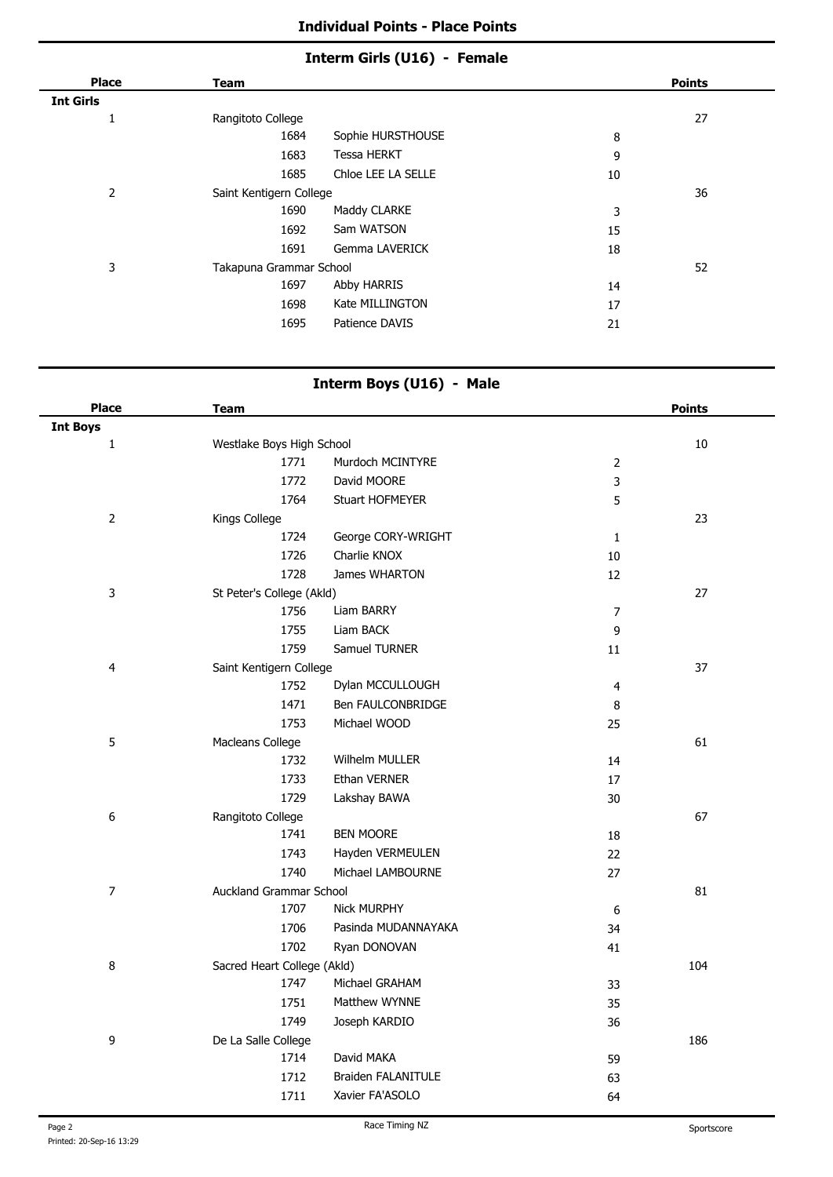## Individual Points - Place Points

### Interm Girls (U16) - Female

| Place | Team | | | Points |
|---|---|---|---|---|
| **Int Girls** | | | | |
| 1 | Rangitoto College | | | 27 |
| | 1684 | Sophie HURSTHOUSE | 8 | |
| | 1683 | Tessa HERKT | 9 | |
| | 1685 | Chloe LEE LA SELLE | 10 | |
| 2 | Saint Kentigern College | | | 36 |
| | 1690 | Maddy CLARKE | 3 | |
| | 1692 | Sam WATSON | 15 | |
| | 1691 | Gemma LAVERICK | 18 | |
| 3 | Takapuna Grammar School | | | 52 |
| | 1697 | Abby HARRIS | 14 | |
| | 1698 | Kate MILLINGTON | 17 | |
| | 1695 | Patience DAVIS | 21 | |

### Interm Boys (U16) - Male

| Place | Team | | | Points |
|---|---|---|---|---|
| **Int Boys** | | | | |
| 1 | Westlake Boys High School | | | 10 |
| | 1771 | Murdoch MCINTYRE | 2 | |
| | 1772 | David MOORE | 3 | |
| | 1764 | Stuart HOFMEYER | 5 | |
| 2 | Kings College | | | 23 |
| | 1724 | George CORY-WRIGHT | 1 | |
| | 1726 | Charlie KNOX | 10 | |
| | 1728 | James WHARTON | 12 | |
| 3 | St Peter's College (Akld) | | | 27 |
| | 1756 | Liam BARRY | 7 | |
| | 1755 | Liam BACK | 9 | |
| | 1759 | Samuel TURNER | 11 | |
| 4 | Saint Kentigern College | | | 37 |
| | 1752 | Dylan MCCULLOUGH | 4 | |
| | 1471 | Ben FAULCONBRIDGE | 8 | |
| | 1753 | Michael WOOD | 25 | |
| 5 | Macleans College | | | 61 |
| | 1732 | Wilhelm MULLER | 14 | |
| | 1733 | Ethan VERNER | 17 | |
| | 1729 | Lakshay BAWA | 30 | |
| 6 | Rangitoto College | | | 67 |
| | 1741 | BEN MOORE | 18 | |
| | 1743 | Hayden VERMEULEN | 22 | |
| | 1740 | Michael LAMBOURNE | 27 | |
| 7 | Auckland Grammar School | | | 81 |
| | 1707 | Nick MURPHY | 6 | |
| | 1706 | Pasinda MUDANNAYAKA | 34 | |
| | 1702 | Ryan DONOVAN | 41 | |
| 8 | Sacred Heart College (Akld) | | | 104 |
| | 1747 | Michael GRAHAM | 33 | |
| | 1751 | Matthew WYNNE | 35 | |
| | 1749 | Joseph KARDIO | 36 | |
| 9 | De La Salle College | | | 186 |
| | 1714 | David MAKA | 59 | |
| | 1712 | Braiden FALANITULE | 63 | |
| | 1711 | Xavier FA'ASOLO | 64 | |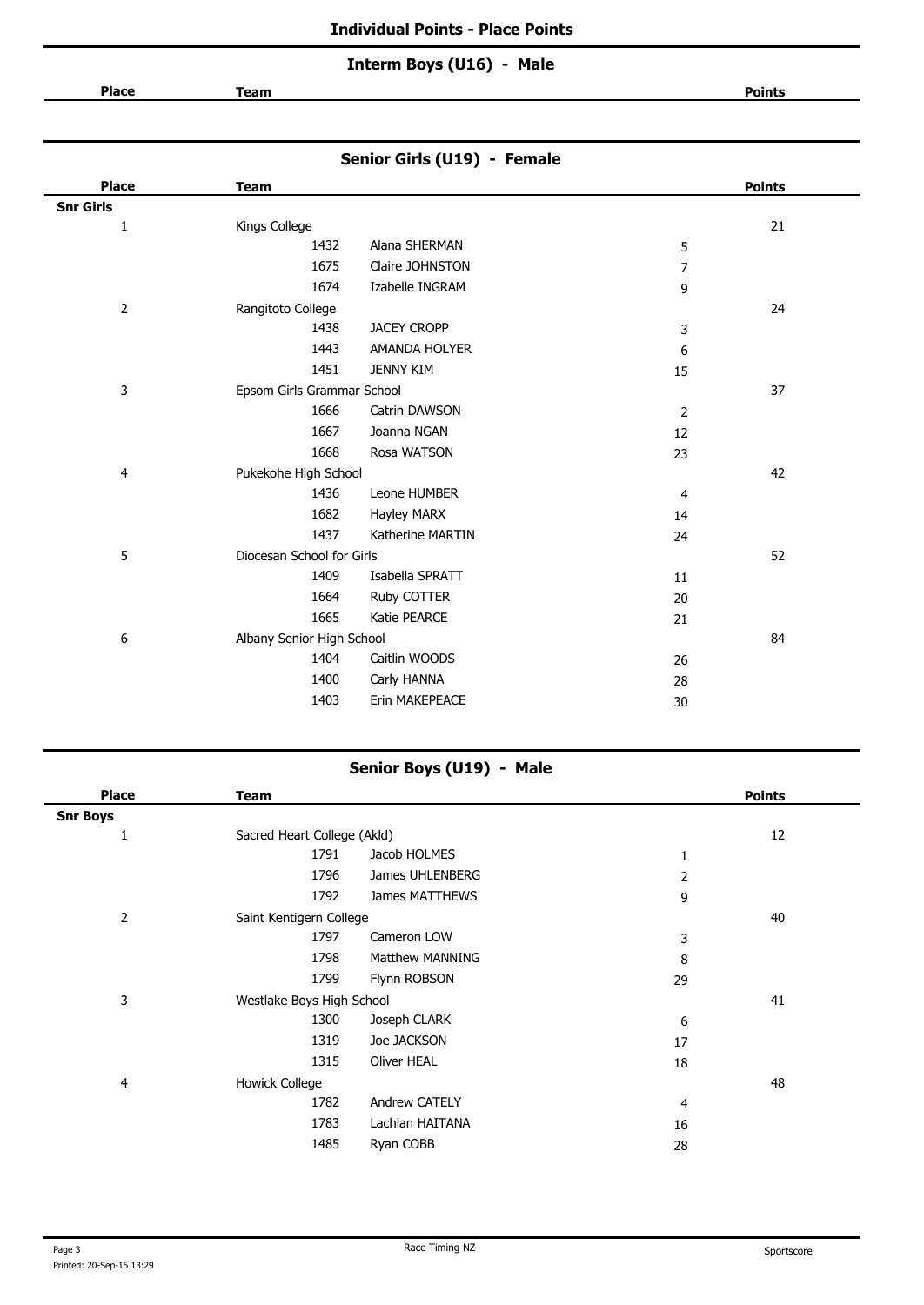## Individual Points - Place Points

### Interm Boys (U16) - Male

| Place | Team | | | | Points |
|---|---|---|---|---|---|

### Senior Girls (U19) - Female

| Place | Team | | | | Points |
|---|---|---|---|---|---|
| **Snr Girls** | | | | | |
| 1 | Kings College | | | | 21 |
| | | 1432 | Alana SHERMAN | 5 | |
| | | 1675 | Claire JOHNSTON | 7 | |
| | | 1674 | Izabelle INGRAM | 9 | |
| 2 | Rangitoto College | | | | 24 |
| | | 1438 | JACEY CROPP | 3 | |
| | | 1443 | AMANDA HOLYER | 6 | |
| | | 1451 | JENNY KIM | 15 | |
| 3 | Epsom Girls Grammar School | | | | 37 |
| | | 1666 | Catrin DAWSON | 2 | |
| | | 1667 | Joanna NGAN | 12 | |
| | | 1668 | Rosa WATSON | 23 | |
| 4 | Pukekohe High School | | | | 42 |
| | | 1436 | Leone HUMBER | 4 | |
| | | 1682 | Hayley MARX | 14 | |
| | | 1437 | Katherine MARTIN | 24 | |
| 5 | Diocesan School for Girls | | | | 52 |
| | | 1409 | Isabella SPRATT | 11 | |
| | | 1664 | Ruby COTTER | 20 | |
| | | 1665 | Katie PEARCE | 21 | |
| 6 | Albany Senior High School | | | | 84 |
| | | 1404 | Caitlin WOODS | 26 | |
| | | 1400 | Carly HANNA | 28 | |
| | | 1403 | Erin MAKEPEACE | 30 | |

### Senior Boys (U19) - Male

| Place | Team | | | | Points |
|---|---|---|---|---|---|
| **Snr Boys** | | | | | |
| 1 | Sacred Heart College (Akld) | | | | 12 |
| | | 1791 | Jacob HOLMES | 1 | |
| | | 1796 | James UHLENBERG | 2 | |
| | | 1792 | James MATTHEWS | 9 | |
| 2 | Saint Kentigern College | | | | 40 |
| | | 1797 | Cameron LOW | 3 | |
| | | 1798 | Matthew MANNING | 8 | |
| | | 1799 | Flynn ROBSON | 29 | |
| 3 | Westlake Boys High School | | | | 41 |
| | | 1300 | Joseph CLARK | 6 | |
| | | 1319 | Joe JACKSON | 17 | |
| | | 1315 | Oliver HEAL | 18 | |
| 4 | Howick College | | | | 48 |
| | | 1782 | Andrew CATELY | 4 | |
| | | 1783 | Lachlan HAITANA | 16 | |
| | | 1485 | Ryan COBB | 28 | |